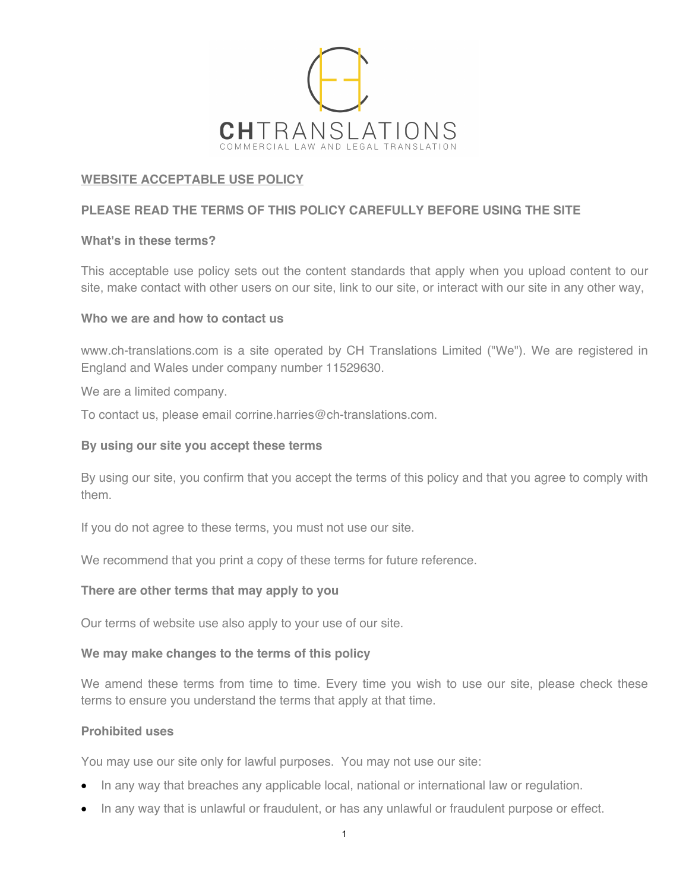CHTRANSLATIONS
COMMERCIAL LAW AND LEGAL TRANSLATION

# WEBSITE ACCEPTABLE USE POLICY

**PLEASE READ THE TERMS OF THIS POLICY CAREFULLY BEFORE USING THE SITE**

**What's in these terms?**

This acceptable use policy sets out the content standards that apply when you upload content to our site, make contact with other users on our site, link to our site, or interact with our site in any other way,

**Who we are and how to contact us**

www.ch-translations.com is a site operated by CH Translations Limited ("We"). We are registered in England and Wales under company number 11529630.

We are a limited company.

To contact us, please email corrine.harries@ch-translations.com.

**By using our site you accept these terms**

By using our site, you confirm that you accept the terms of this policy and that you agree to comply with them.

If you do not agree to these terms, you must not use our site.

We recommend that you print a copy of these terms for future reference.

**There are other terms that may apply to you**

Our terms of website use also apply to your use of our site.

**We may make changes to the terms of this policy**

We amend these terms from time to time. Every time you wish to use our site, please check these terms to ensure you understand the terms that apply at that time.

**Prohibited uses**

You may use our site only for lawful purposes. You may not use our site:

- In any way that breaches any applicable local, national or international law or regulation.
- In any way that is unlawful or fraudulent, or has any unlawful or fraudulent purpose or effect.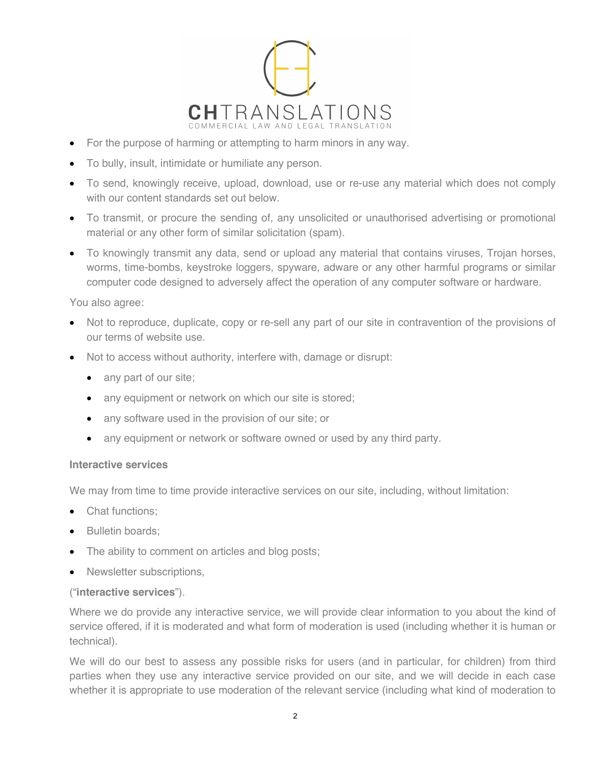- For the purpose of harming or attempting to harm minors in any way.
- To bully, insult, intimidate or humiliate any person.
- To send, knowingly receive, upload, download, use or re-use any material which does not comply with our content standards set out below.
- To transmit, or procure the sending of, any unsolicited or unauthorised advertising or promotional material or any other form of similar solicitation (spam).
- To knowingly transmit any data, send or upload any material that contains viruses, Trojan horses, worms, time-bombs, keystroke loggers, spyware, adware or any other harmful programs or similar computer code designed to adversely affect the operation of any computer software or hardware.

You also agree:

- Not to reproduce, duplicate, copy or re-sell any part of our site in contravention of the provisions of our terms of website use.
- Not to access without authority, interfere with, damage or disrupt:
  - any part of our site;
  - any equipment or network on which our site is stored;
  - any software used in the provision of our site; or
  - any equipment or network or software owned or used by any third party.

**Interactive services**

We may from time to time provide interactive services on our site, including, without limitation:

- Chat functions;
- Bulletin boards;
- The ability to comment on articles and blog posts;
- Newsletter subscriptions,

("**interactive services**").

Where we do provide any interactive service, we will provide clear information to you about the kind of service offered, if it is moderated and what form of moderation is used (including whether it is human or technical).

We will do our best to assess any possible risks for users (and in particular, for children) from third parties when they use any interactive service provided on our site, and we will decide in each case whether it is appropriate to use moderation of the relevant service (including what kind of moderation to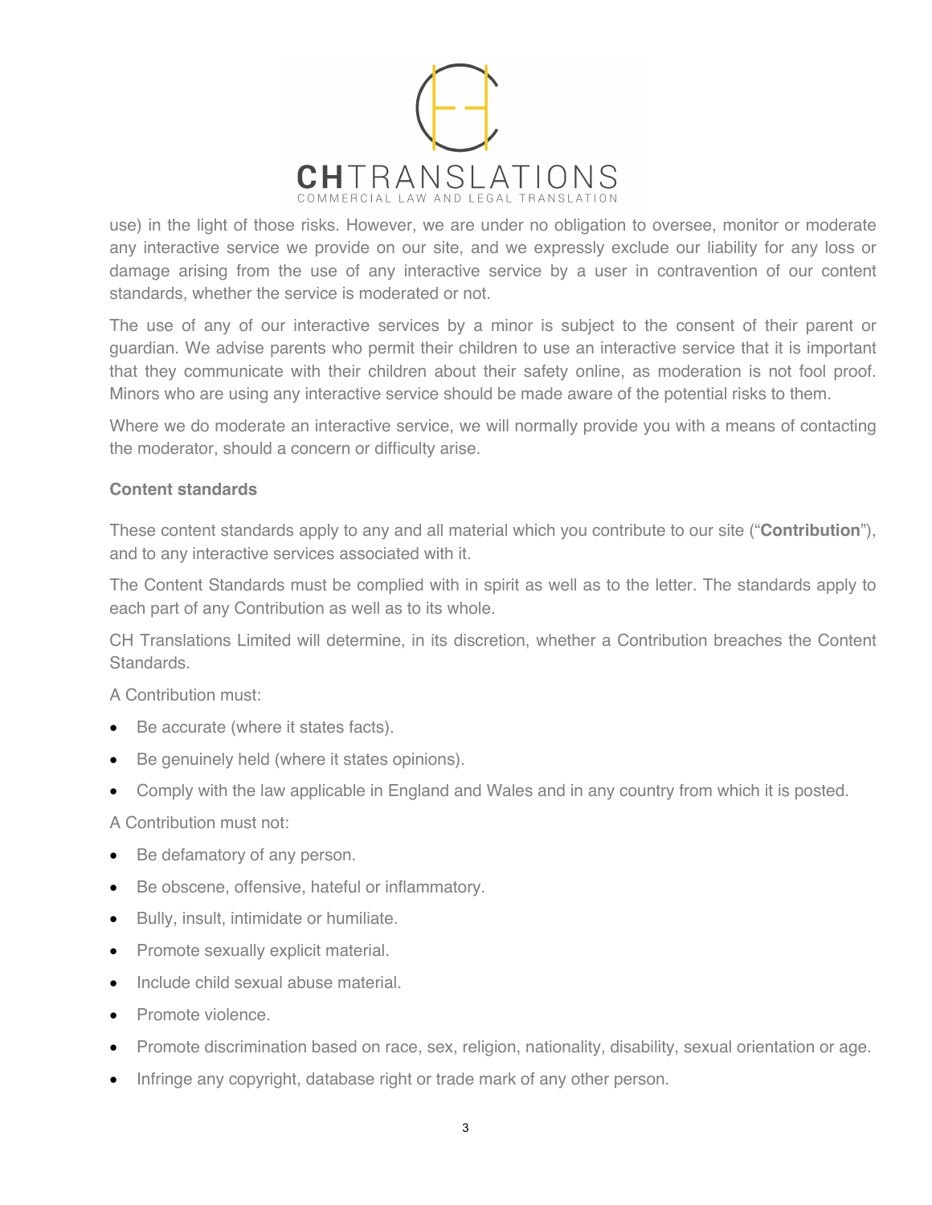use) in the light of those risks. However, we are under no obligation to oversee, monitor or moderate any interactive service we provide on our site, and we expressly exclude our liability for any loss or damage arising from the use of any interactive service by a user in contravention of our content standards, whether the service is moderated or not.

The use of any of our interactive services by a minor is subject to the consent of their parent or guardian. We advise parents who permit their children to use an interactive service that it is important that they communicate with their children about their safety online, as moderation is not fool proof. Minors who are using any interactive service should be made aware of the potential risks to them.

Where we do moderate an interactive service, we will normally provide you with a means of contacting the moderator, should a concern or difficulty arise.

**Content standards**

These content standards apply to any and all material which you contribute to our site ("**Contribution**"), and to any interactive services associated with it.

The Content Standards must be complied with in spirit as well as to the letter. The standards apply to each part of any Contribution as well as to its whole.

CH Translations Limited will determine, in its discretion, whether a Contribution breaches the Content Standards.

A Contribution must:

- Be accurate (where it states facts).
- Be genuinely held (where it states opinions).
- Comply with the law applicable in England and Wales and in any country from which it is posted.

A Contribution must not:

- Be defamatory of any person.
- Be obscene, offensive, hateful or inflammatory.
- Bully, insult, intimidate or humiliate.
- Promote sexually explicit material.
- Include child sexual abuse material.
- Promote violence.
- Promote discrimination based on race, sex, religion, nationality, disability, sexual orientation or age.
- Infringe any copyright, database right or trade mark of any other person.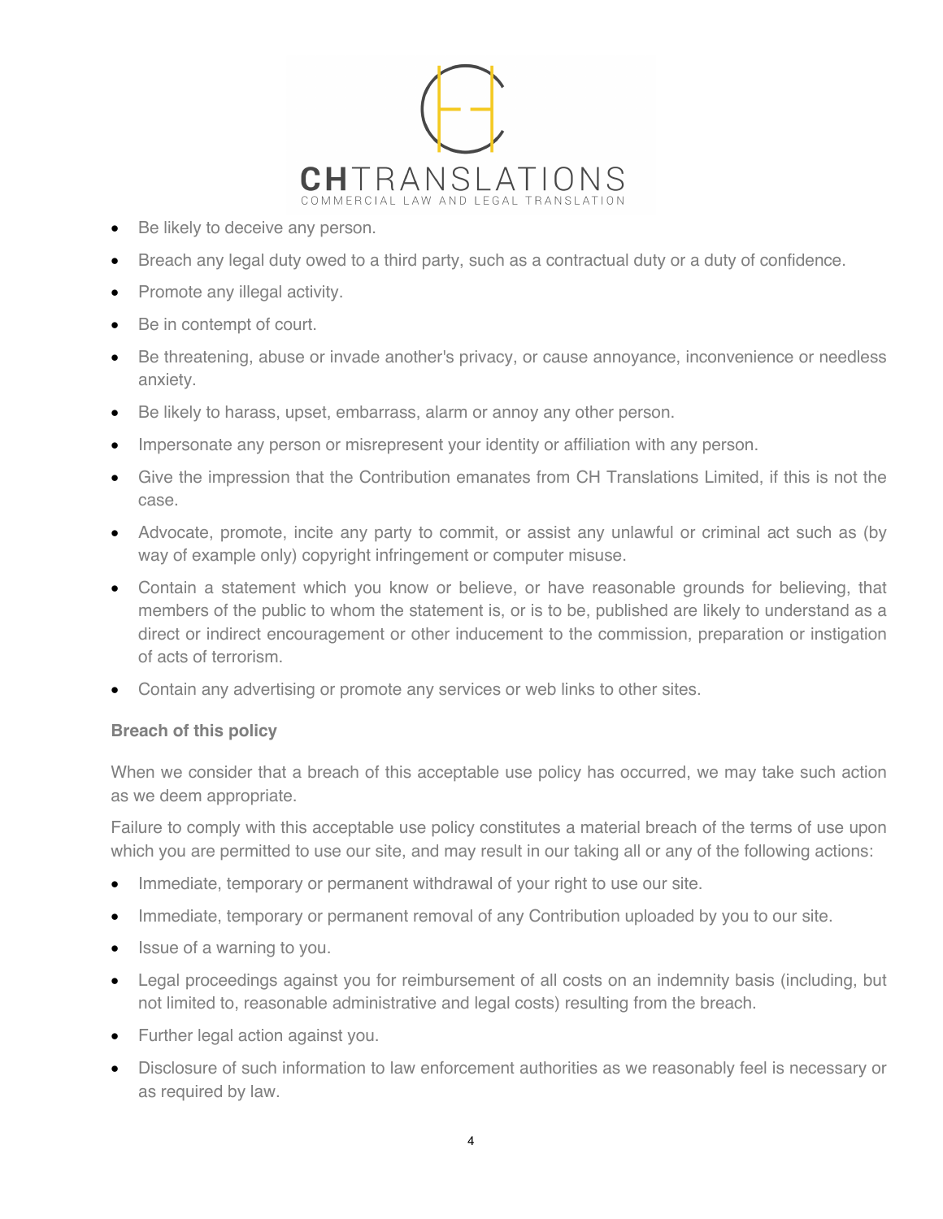- Be likely to deceive any person.
- Breach any legal duty owed to a third party, such as a contractual duty or a duty of confidence.
- Promote any illegal activity.
- Be in contempt of court.
- Be threatening, abuse or invade another's privacy, or cause annoyance, inconvenience or needless anxiety.
- Be likely to harass, upset, embarrass, alarm or annoy any other person.
- Impersonate any person or misrepresent your identity or affiliation with any person.
- Give the impression that the Contribution emanates from CH Translations Limited, if this is not the case.
- Advocate, promote, incite any party to commit, or assist any unlawful or criminal act such as (by way of example only) copyright infringement or computer misuse.
- Contain a statement which you know or believe, or have reasonable grounds for believing, that members of the public to whom the statement is, or is to be, published are likely to understand as a direct or indirect encouragement or other inducement to the commission, preparation or instigation of acts of terrorism.
- Contain any advertising or promote any services or web links to other sites.

**Breach of this policy**

When we consider that a breach of this acceptable use policy has occurred, we may take such action as we deem appropriate.

Failure to comply with this acceptable use policy constitutes a material breach of the terms of use upon which you are permitted to use our site, and may result in our taking all or any of the following actions:

- Immediate, temporary or permanent withdrawal of your right to use our site.
- Immediate, temporary or permanent removal of any Contribution uploaded by you to our site.
- Issue of a warning to you.
- Legal proceedings against you for reimbursement of all costs on an indemnity basis (including, but not limited to, reasonable administrative and legal costs) resulting from the breach.
- Further legal action against you.
- Disclosure of such information to law enforcement authorities as we reasonably feel is necessary or as required by law.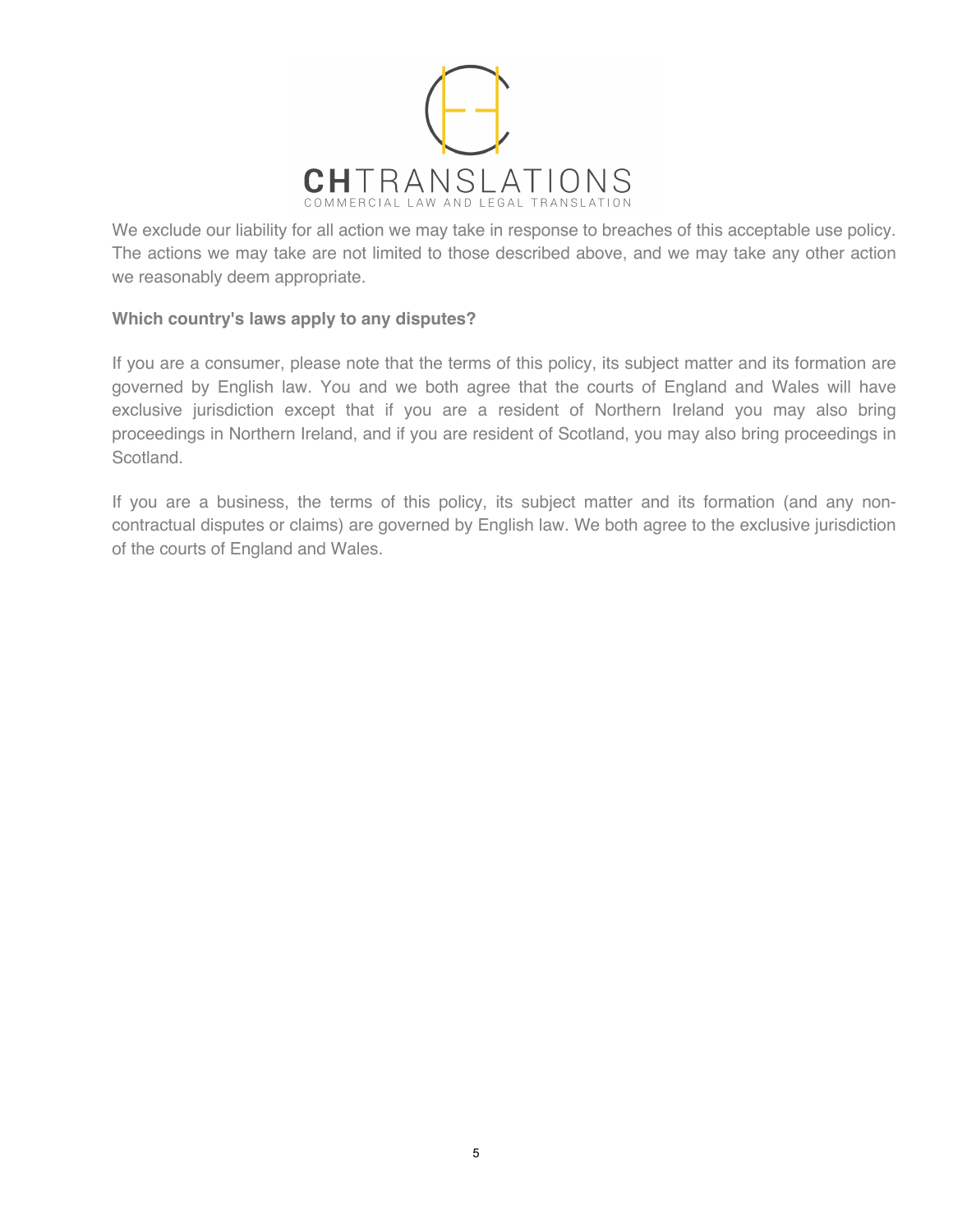We exclude our liability for all action we may take in response to breaches of this acceptable use policy. The actions we may take are not limited to those described above, and we may take any other action we reasonably deem appropriate.

**Which country's laws apply to any disputes?**

If you are a consumer, please note that the terms of this policy, its subject matter and its formation are governed by English law. You and we both agree that the courts of England and Wales will have exclusive jurisdiction except that if you are a resident of Northern Ireland you may also bring proceedings in Northern Ireland, and if you are resident of Scotland, you may also bring proceedings in Scotland.

If you are a business, the terms of this policy, its subject matter and its formation (and any non-contractual disputes or claims) are governed by English law. We both agree to the exclusive jurisdiction of the courts of England and Wales.